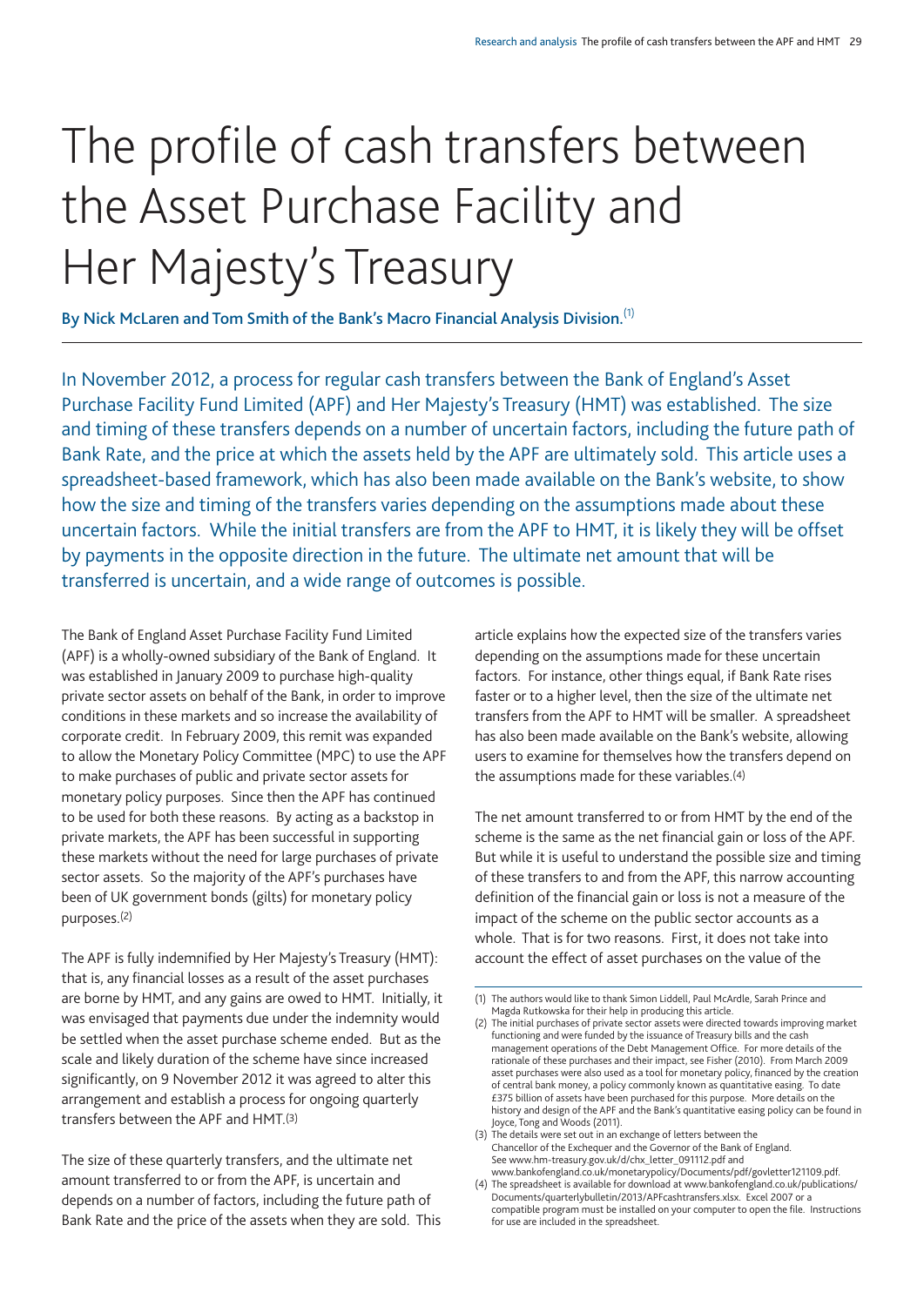# The profile of cash transfers between the Asset Purchase Facility and Her Majesty's Treasury

**By Nick McLaren and Tom Smith of the Bank's Macro Financial Analysis Division.**[1]

In November 2012, a process for regular cash transfers between the Bank of England's Asset Purchase Facility Fund Limited (APF) and Her Majesty's Treasury (HMT) was established. The size and timing of these transfers depends on a number of uncertain factors, including the future path of Bank Rate, and the price at which the assets held by the APF are ultimately sold. This article uses a spreadsheet-based framework, which has also been made available on the Bank's website, to show how the size and timing of the transfers varies depending on the assumptions made about these uncertain factors. While the initial transfers are from the APF to HMT, it is likely they will be offset by payments in the opposite direction in the future. The ultimate net amount that will be transferred is uncertain, and a wide range of outcomes is possible.

The Bank of England Asset Purchase Facility Fund Limited (APF) is a wholly-owned subsidiary of the Bank of England. It was established in January 2009 to purchase high-quality private sector assets on behalf of the Bank, in order to improve conditions in these markets and so increase the availability of corporate credit. In February 2009, this remit was expanded to allow the Monetary Policy Committee (MPC) to use the APF to make purchases of public and private sector assets for monetary policy purposes. Since then the APF has continued to be used for both these reasons. By acting as a backstop in private markets, the APF has been successful in supporting these markets without the need for large purchases of private sector assets. So the majority of the APF's purchases have been of UK government bonds (gilts) for monetary policy purposes.[2]

The APF is fully indemnified by Her Majesty's Treasury (HMT): that is, any financial losses as a result of the asset purchases are borne by HMT, and any gains are owed to HMT. Initially, it was envisaged that payments due under the indemnity would be settled when the asset purchase scheme ended. But as the scale and likely duration of the scheme have since increased significantly, on 9 November 2012 it was agreed to alter this arrangement and establish a process for ongoing quarterly transfers between the APF and HMT.[3]

The size of these quarterly transfers, and the ultimate net amount transferred to or from the APF, is uncertain and depends on a number of factors, including the future path of Bank Rate and the price of the assets when they are sold. This article explains how the expected size of the transfers varies depending on the assumptions made for these uncertain factors. For instance, other things equal, if Bank Rate rises faster or to a higher level, then the size of the ultimate net transfers from the APF to HMT will be smaller. A spreadsheet has also been made available on the Bank's website, allowing users to examine for themselves how the transfers depend on the assumptions made for these variables.[4]

The net amount transferred to or from HMT by the end of the scheme is the same as the net financial gain or loss of the APF. But while it is useful to understand the possible size and timing of these transfers to and from the APF, this narrow accounting definition of the financial gain or loss is not a measure of the impact of the scheme on the public sector accounts as a whole. That is for two reasons. First, it does not take into account the effect of asset purchases on the value of the

---

(1) The authors would like to thank Simon Liddell, Paul McArdle, Sarah Prince and Magda Rutkowska for their help in producing this article.

(2) The initial purchases of private sector assets were directed towards improving market functioning and were funded by the issuance of Treasury bills and the cash management operations of the Debt Management Office. For more details of the rationale of these purchases and their impact, see Fisher (2010). From March 2009 asset purchases were also used as a tool for monetary policy, financed by the creation of central bank money, a policy commonly known as quantitative easing. To date £375 billion of assets have been purchased for this purpose. More details on the history and design of the APF and the Bank's quantitative easing policy can be found in Joyce, Tong and Woods (2011).

(3) The details were set out in an exchange of letters between the Chancellor of the Exchequer and the Governor of the Bank of England. See www.hm-treasury.gov.uk/d/chx_letter_091112.pdf and www.bankofengland.co.uk/monetarypolicy/Documents/pdf/govletter121109.pdf.

(4) The spreadsheet is available for download at www.bankofengland.co.uk/publications/Documents/quarterlybulletin/2013/APFcashtransfers.xlsx. Excel 2007 or a compatible program must be installed on your computer to open the file. Instructions for use are included in the spreadsheet.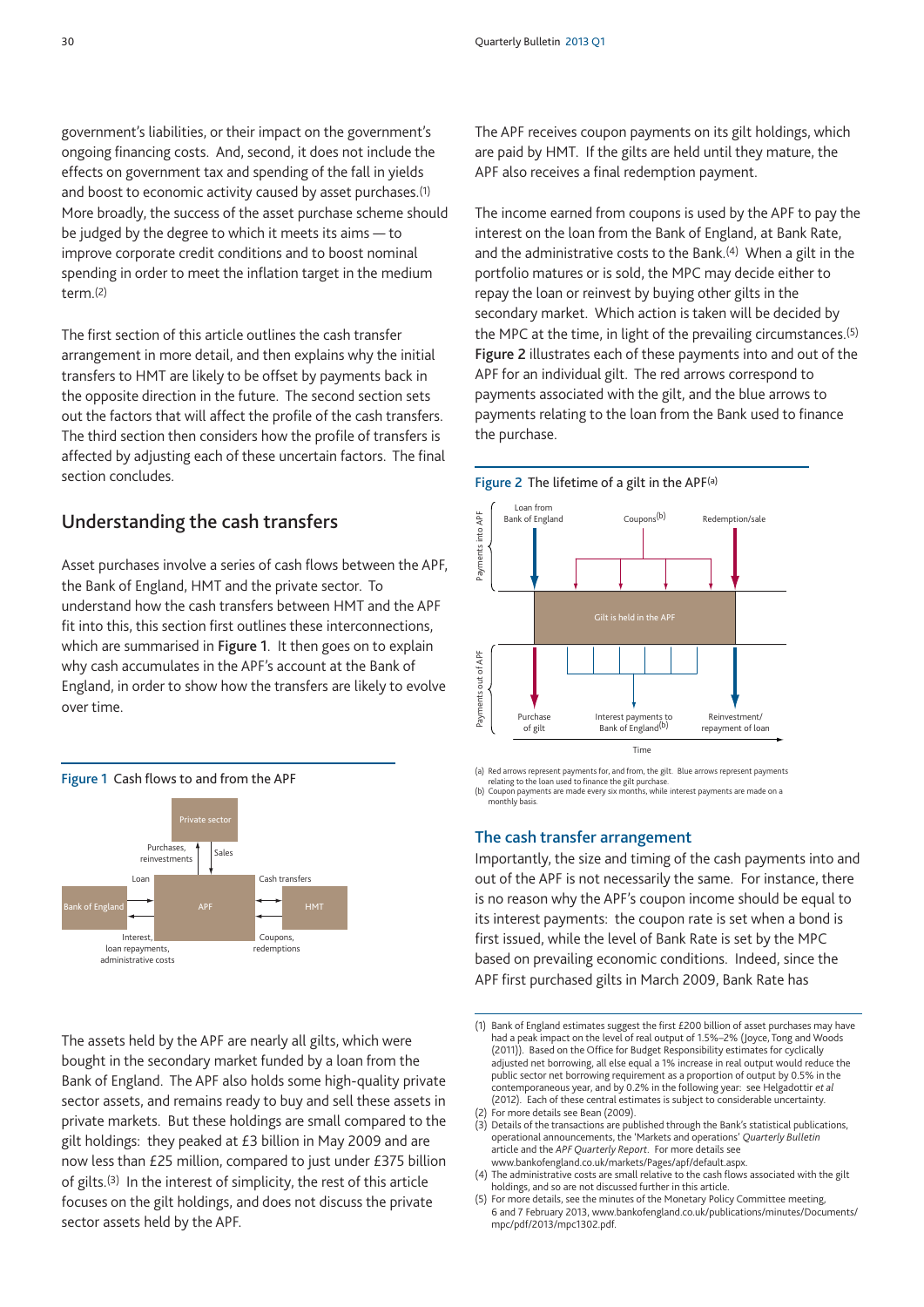government's liabilities, or their impact on the government's ongoing financing costs. And, second, it does not include the effects on government tax and spending of the fall in yields and boost to economic activity caused by asset purchases.[1] More broadly, the success of the asset purchase scheme should be judged by the degree to which it meets its aims — to improve corporate credit conditions and to boost nominal spending in order to meet the inflation target in the medium term.[2]

The first section of this article outlines the cash transfer arrangement in more detail, and then explains why the initial transfers to HMT are likely to be offset by payments back in the opposite direction in the future. The second section sets out the factors that will affect the profile of the cash transfers. The third section then considers how the profile of transfers is affected by adjusting each of these uncertain factors. The final section concludes.

## Understanding the cash transfers

Asset purchases involve a series of cash flows between the APF, the Bank of England, HMT and the private sector. To understand how the cash transfers between HMT and the APF fit into this, this section first outlines these interconnections, which are summarised in **Figure 1**. It then goes on to explain why cash accumulates in the APF's account at the Bank of England, in order to show how the transfers are likely to evolve over time.

**Figure 1** Cash flows to and from the APF

Private sector — Purchases, reinvestments / Sales — APF
Bank of England — Loan → APF; APF → Interest, loan repayments, administrative costs → Bank of England
HMT — Cash transfers; Coupons, redemptions — APF

The assets held by the APF are nearly all gilts, which were bought in the secondary market funded by a loan from the Bank of England. The APF also holds some high-quality private sector assets, and remains ready to buy and sell these assets in private markets. But these holdings are small compared to the gilt holdings: they peaked at £3 billion in May 2009 and are now less than £25 million, compared to just under £375 billion of gilts.[3] In the interest of simplicity, the rest of this article focuses on the gilt holdings, and does not discuss the private sector assets held by the APF.

The APF receives coupon payments on its gilt holdings, which are paid by HMT. If the gilts are held until they mature, the APF also receives a final redemption payment.

The income earned from coupons is used by the APF to pay the interest on the loan from the Bank of England, at Bank Rate, and the administrative costs to the Bank.[4] When a gilt in the portfolio matures or is sold, the MPC may decide either to repay the loan or reinvest by buying other gilts in the secondary market. Which action is taken will be decided by the MPC at the time, in light of the prevailing circumstances.[5] **Figure 2** illustrates each of these payments into and out of the APF for an individual gilt. The red arrows correspond to payments associated with the gilt, and the blue arrows to payments relating to the loan from the Bank used to finance the purchase.

**Figure 2** The lifetime of a gilt in the APF[(a)]

Payments into APF: Loan from Bank of England; Coupons[(b)]; Redemption/sale
Gilt is held in the APF
Payments out of APF: Purchase of gilt; Interest payments to Bank of England[(b)]; Reinvestment/repayment of loan
Time

(a) Red arrows represent payments for, and from, the gilt. Blue arrows represent payments relating to the loan used to finance the gilt purchase.
(b) Coupon payments are made every six months, while interest payments are made on a monthly basis.

### The cash transfer arrangement

Importantly, the size and timing of the cash payments into and out of the APF is not necessarily the same. For instance, there is no reason why the APF's coupon income should be equal to its interest payments: the coupon rate is set when a bond is first issued, while the level of Bank Rate is set by the MPC based on prevailing economic conditions. Indeed, since the APF first purchased gilts in March 2009, Bank Rate has

(1) Bank of England estimates suggest the first £200 billion of asset purchases may have had a peak impact on the level of real output of 1.5%–2% (Joyce, Tong and Woods (2011)). Based on the Office for Budget Responsibility estimates for cyclically adjusted net borrowing, all else equal a 1% increase in real output would reduce the public sector net borrowing requirement as a proportion of output by 0.5% in the contemporaneous year, and by 0.2% in the following year: see Helgadottir *et al* (2012). Each of these central estimates is subject to considerable uncertainty.
(2) For more details see Bean (2009).
(3) Details of the transactions are published through the Bank's statistical publications, operational announcements, the 'Markets and operations' *Quarterly Bulletin* article and the *APF Quarterly Report*. For more details see www.bankofengland.co.uk/markets/Pages/apf/default.aspx.
(4) The administrative costs are small relative to the cash flows associated with the gilt holdings, and so are not discussed further in this article.
(5) For more details, see the minutes of the Monetary Policy Committee meeting, 6 and 7 February 2013, www.bankofengland.co.uk/publications/minutes/Documents/mpc/pdf/2013/mpc1302.pdf.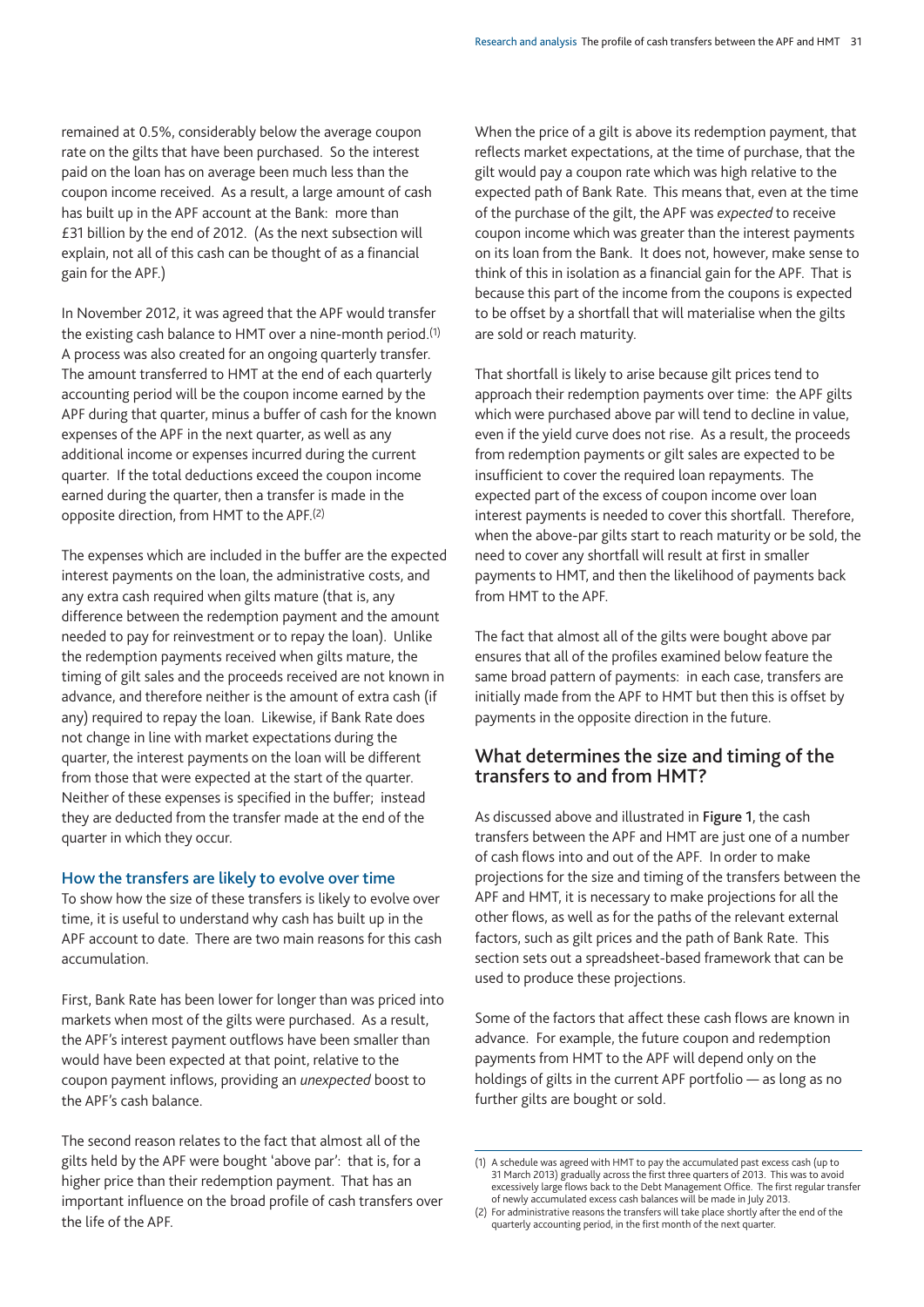remained at 0.5%, considerably below the average coupon rate on the gilts that have been purchased. So the interest paid on the loan has on average been much less than the coupon income received. As a result, a large amount of cash has built up in the APF account at the Bank: more than £31 billion by the end of 2012. (As the next subsection will explain, not all of this cash can be thought of as a financial gain for the APF.)

In November 2012, it was agreed that the APF would transfer the existing cash balance to HMT over a nine-month period.[1] A process was also created for an ongoing quarterly transfer. The amount transferred to HMT at the end of each quarterly accounting period will be the coupon income earned by the APF during that quarter, minus a buffer of cash for the known expenses of the APF in the next quarter, as well as any additional income or expenses incurred during the current quarter. If the total deductions exceed the coupon income earned during the quarter, then a transfer is made in the opposite direction, from HMT to the APF.[2]

The expenses which are included in the buffer are the expected interest payments on the loan, the administrative costs, and any extra cash required when gilts mature (that is, any difference between the redemption payment and the amount needed to pay for reinvestment or to repay the loan). Unlike the redemption payments received when gilts mature, the timing of gilt sales and the proceeds received are not known in advance, and therefore neither is the amount of extra cash (if any) required to repay the loan. Likewise, if Bank Rate does not change in line with market expectations during the quarter, the interest payments on the loan will be different from those that were expected at the start of the quarter. Neither of these expenses is specified in the buffer; instead they are deducted from the transfer made at the end of the quarter in which they occur.

### How the transfers are likely to evolve over time

To show how the size of these transfers is likely to evolve over time, it is useful to understand why cash has built up in the APF account to date. There are two main reasons for this cash accumulation.

First, Bank Rate has been lower for longer than was priced into markets when most of the gilts were purchased. As a result, the APF's interest payment outflows have been smaller than would have been expected at that point, relative to the coupon payment inflows, providing an *unexpected* boost to the APF's cash balance.

The second reason relates to the fact that almost all of the gilts held by the APF were bought 'above par': that is, for a higher price than their redemption payment. That has an important influence on the broad profile of cash transfers over the life of the APF.

When the price of a gilt is above its redemption payment, that reflects market expectations, at the time of purchase, that the gilt would pay a coupon rate which was high relative to the expected path of Bank Rate. This means that, even at the time of the purchase of the gilt, the APF was *expected* to receive coupon income which was greater than the interest payments on its loan from the Bank. It does not, however, make sense to think of this in isolation as a financial gain for the APF. That is because this part of the income from the coupons is expected to be offset by a shortfall that will materialise when the gilts are sold or reach maturity.

That shortfall is likely to arise because gilt prices tend to approach their redemption payments over time: the APF gilts which were purchased above par will tend to decline in value, even if the yield curve does not rise. As a result, the proceeds from redemption payments or gilt sales are expected to be insufficient to cover the required loan repayments. The expected part of the excess of coupon income over loan interest payments is needed to cover this shortfall. Therefore, when the above-par gilts start to reach maturity or be sold, the need to cover any shortfall will result at first in smaller payments to HMT, and then the likelihood of payments back from HMT to the APF.

The fact that almost all of the gilts were bought above par ensures that all of the profiles examined below feature the same broad pattern of payments: in each case, transfers are initially made from the APF to HMT but then this is offset by payments in the opposite direction in the future.

## What determines the size and timing of the transfers to and from HMT?

As discussed above and illustrated in **Figure 1**, the cash transfers between the APF and HMT are just one of a number of cash flows into and out of the APF. In order to make projections for the size and timing of the transfers between the APF and HMT, it is necessary to make projections for all the other flows, as well as for the paths of the relevant external factors, such as gilt prices and the path of Bank Rate. This section sets out a spreadsheet-based framework that can be used to produce these projections.

Some of the factors that affect these cash flows are known in advance. For example, the future coupon and redemption payments from HMT to the APF will depend only on the holdings of gilts in the current APF portfolio — as long as no further gilts are bought or sold.

(1) A schedule was agreed with HMT to pay the accumulated past excess cash (up to 31 March 2013) gradually across the first three quarters of 2013. This was to avoid excessively large flows back to the Debt Management Office. The first regular transfer of newly accumulated excess cash balances will be made in July 2013.

(2) For administrative reasons the transfers will take place shortly after the end of the quarterly accounting period, in the first month of the next quarter.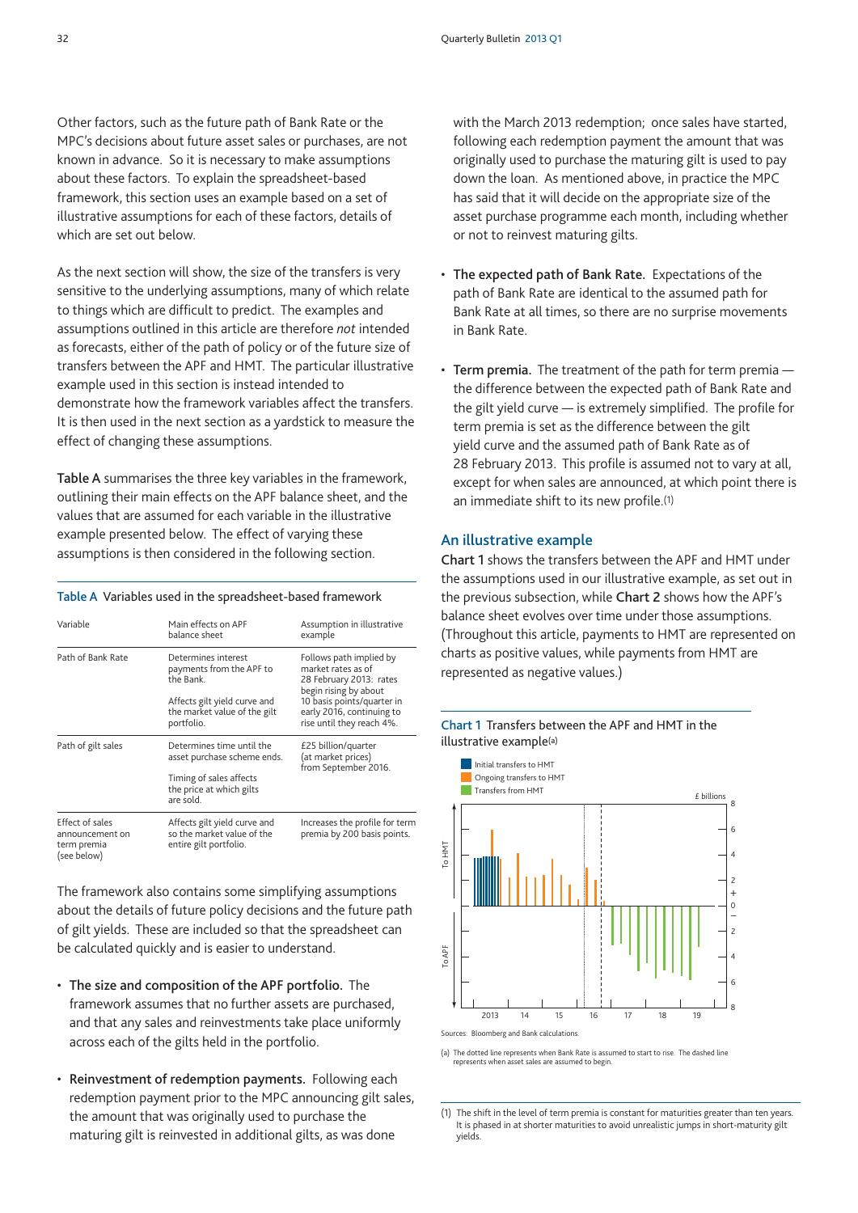Other factors, such as the future path of Bank Rate or the MPC's decisions about future asset sales or purchases, are not known in advance. So it is necessary to make assumptions about these factors. To explain the spreadsheet-based framework, this section uses an example based on a set of illustrative assumptions for each of these factors, details of which are set out below.

As the next section will show, the size of the transfers is very sensitive to the underlying assumptions, many of which relate to things which are difficult to predict. The examples and assumptions outlined in this article are therefore *not* intended as forecasts, either of the path of policy or of the future size of transfers between the APF and HMT. The particular illustrative example used in this section is instead intended to demonstrate how the framework variables affect the transfers. It is then used in the next section as a yardstick to measure the effect of changing these assumptions.

**Table A** summarises the three key variables in the framework, outlining their main effects on the APF balance sheet, and the values that are assumed for each variable in the illustrative example presented below. The effect of varying these assumptions is then considered in the following section.

**Table A** Variables used in the spreadsheet-based framework

| Variable | Main effects on APF balance sheet | Assumption in illustrative example |
|---|---|---|
| Path of Bank Rate | Determines interest payments from the APF to the Bank. Affects gilt yield curve and the market value of the gilt portfolio. | Follows path implied by market rates as of 28 February 2013: rates begin rising by about 10 basis points/quarter in early 2016, continuing to rise until they reach 4%. |
| Path of gilt sales | Determines time until the asset purchase scheme ends. Timing of sales affects the price at which gilts are sold. | £25 billion/quarter (at market prices) from September 2016. |
| Effect of sales announcement on term premia (see below) | Affects gilt yield curve and so the market value of the entire gilt portfolio. | Increases the profile for term premia by 200 basis points. |

The framework also contains some simplifying assumptions about the details of future policy decisions and the future path of gilt yields. These are included so that the spreadsheet can be calculated quickly and is easier to understand.

- **The size and composition of the APF portfolio.** The framework assumes that no further assets are purchased, and that any sales and reinvestments take place uniformly across each of the gilts held in the portfolio.
- **Reinvestment of redemption payments.** Following each redemption payment prior to the MPC announcing gilt sales, the amount that was originally used to purchase the maturing gilt is reinvested in additional gilts, as was done with the March 2013 redemption; once sales have started, following each redemption payment the amount that was originally used to purchase the maturing gilt is used to pay down the loan. As mentioned above, in practice the MPC has said that it will decide on the appropriate size of the asset purchase programme each month, including whether or not to reinvest maturing gilts.
- **The expected path of Bank Rate.** Expectations of the path of Bank Rate are identical to the assumed path for Bank Rate at all times, so there are no surprise movements in Bank Rate.
- **Term premia.** The treatment of the path for term premia — the difference between the expected path of Bank Rate and the gilt yield curve — is extremely simplified. The profile for term premia is set as the difference between the gilt yield curve and the assumed path of Bank Rate as of 28 February 2013. This profile is assumed not to vary at all, except for when sales are announced, at which point there is an immediate shift to its new profile.[1]

## An illustrative example

**Chart 1** shows the transfers between the APF and HMT under the assumptions used in our illustrative example, as set out in the previous subsection, while **Chart 2** shows how the APF's balance sheet evolves over time under those assumptions. (Throughout this article, payments to HMT are represented on charts as positive values, while payments from HMT are represented as negative values.)

**Chart 1** Transfers between the APF and HMT in the illustrative example(a)

Sources: Bloomberg and Bank calculations.

(a) The dotted line represents when Bank Rate is assumed to start to rise. The dashed line represents when asset sales are assumed to begin.

(1) The shift in the level of term premia is constant for maturities greater than ten years. It is phased in at shorter maturities to avoid unrealistic jumps in short-maturity gilt yields.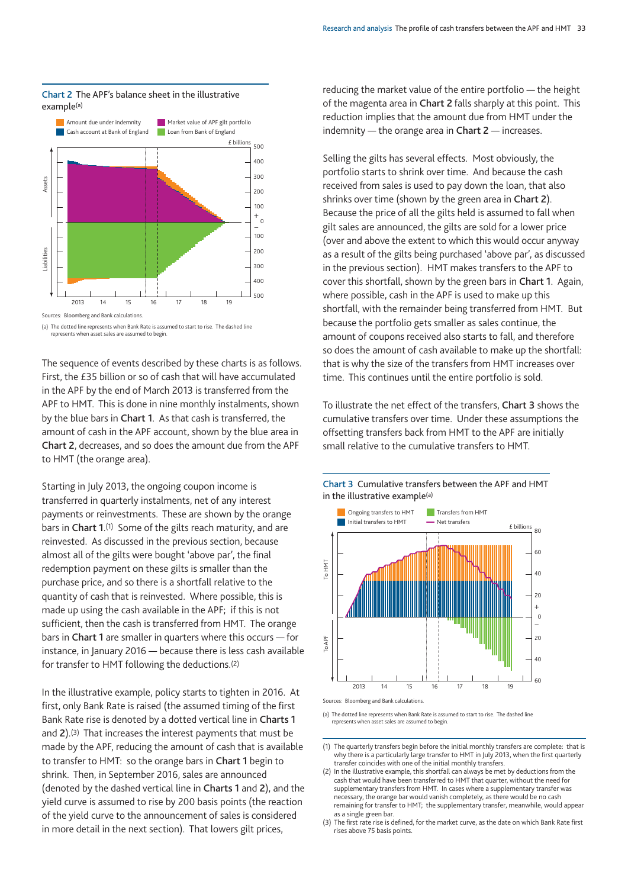**Chart 2** The APF's balance sheet in the illustrative example[(a)]

Sources: Bloomberg and Bank calculations.

(a) The dotted line represents when Bank Rate is assumed to start to rise. The dashed line represents when asset sales are assumed to begin.

The sequence of events described by these charts is as follows. First, the £35 billion or so of cash that will have accumulated in the APF by the end of March 2013 is transferred from the APF to HMT. This is done in nine monthly instalments, shown by the blue bars in **Chart 1**. As that cash is transferred, the amount of cash in the APF account, shown by the blue area in **Chart 2**, decreases, and so does the amount due from the APF to HMT (the orange area).

Starting in July 2013, the ongoing coupon income is transferred in quarterly instalments, net of any interest payments or reinvestments. These are shown by the orange bars in **Chart 1**.[(1)] Some of the gilts reach maturity, and are reinvested. As discussed in the previous section, because almost all of the gilts were bought 'above par', the final redemption payment on these gilts is smaller than the purchase price, and so there is a shortfall relative to the quantity of cash that is reinvested. Where possible, this is made up using the cash available in the APF; if this is not sufficient, then the cash is transferred from HMT. The orange bars in **Chart 1** are smaller in quarters where this occurs — for instance, in January 2016 — because there is less cash available for transfer to HMT following the deductions.[(2)]

In the illustrative example, policy starts to tighten in 2016. At first, only Bank Rate is raised (the assumed timing of the first Bank Rate rise is denoted by a dotted vertical line in **Charts 1** and **2**).[(3)] That increases the interest payments that must be made by the APF, reducing the amount of cash that is available to transfer to HMT: so the orange bars in **Chart 1** begin to shrink. Then, in September 2016, sales are announced (denoted by the dashed vertical line in **Charts 1** and **2**), and the yield curve is assumed to rise by 200 basis points (the reaction of the yield curve to the announcement of sales is considered in more detail in the next section). That lowers gilt prices, reducing the market value of the entire portfolio — the height of the magenta area in **Chart 2** falls sharply at this point. This reduction implies that the amount due from HMT under the indemnity — the orange area in **Chart 2** — increases.

Selling the gilts has several effects. Most obviously, the portfolio starts to shrink over time. And because the cash received from sales is used to pay down the loan, that also shrinks over time (shown by the green area in **Chart 2**). Because the price of all the gilts held is assumed to fall when gilt sales are announced, the gilts are sold for a lower price (over and above the extent to which this would occur anyway as a result of the gilts being purchased 'above par', as discussed in the previous section). HMT makes transfers to the APF to cover this shortfall, shown by the green bars in **Chart 1**. Again, where possible, cash in the APF is used to make up this shortfall, with the remainder being transferred from HMT. But because the portfolio gets smaller as sales continue, the amount of coupons received also starts to fall, and therefore so does the amount of cash available to make up the shortfall: that is why the size of the transfers from HMT increases over time. This continues until the entire portfolio is sold.

To illustrate the net effect of the transfers, **Chart 3** shows the cumulative transfers over time. Under these assumptions the offsetting transfers back from HMT to the APF are initially small relative to the cumulative transfers to HMT.

**Chart 3** Cumulative transfers between the APF and HMT in the illustrative example[(a)]

Sources: Bloomberg and Bank calculations.

(a) The dotted line represents when Bank Rate is assumed to start to rise. The dashed line represents when asset sales are assumed to begin.

(1) The quarterly transfers begin before the initial monthly transfers are complete: that is why there is a particularly large transfer to HMT in July 2013, when the first quarterly transfer coincides with one of the initial monthly transfers.

(2) In the illustrative example, this shortfall can always be met by deductions from the cash that would have been transferred to HMT that quarter, without the need for supplementary transfers from HMT. In cases where a supplementary transfer was necessary, the orange bar would vanish completely, as there would be no cash remaining for transfer to HMT; the supplementary transfer, meanwhile, would appear as a single green bar.

(3) The first rate rise is defined, for the market curve, as the date on which Bank Rate first rises above 75 basis points.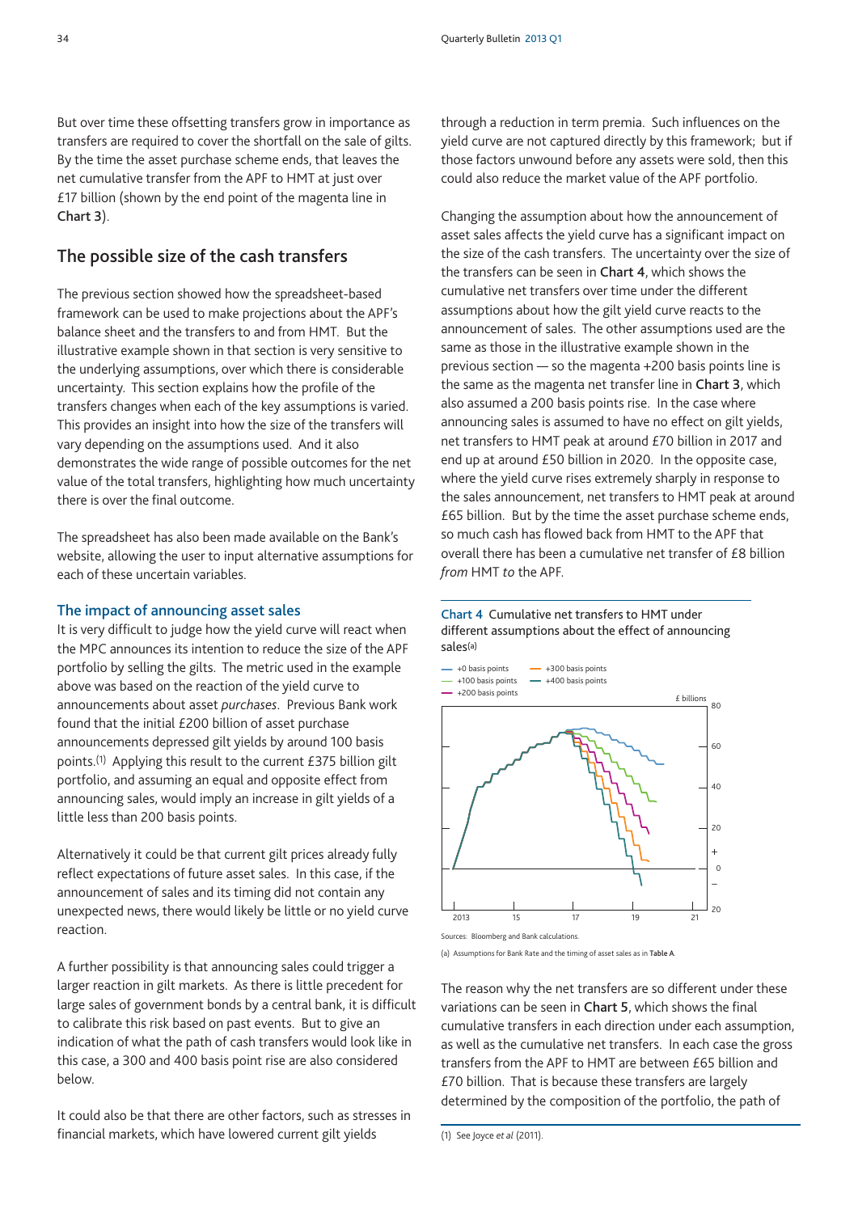But over time these offsetting transfers grow in importance as transfers are required to cover the shortfall on the sale of gilts. By the time the asset purchase scheme ends, that leaves the net cumulative transfer from the APF to HMT at just over £17 billion (shown by the end point of the magenta line in **Chart 3**).

## The possible size of the cash transfers

The previous section showed how the spreadsheet-based framework can be used to make projections about the APF's balance sheet and the transfers to and from HMT. But the illustrative example shown in that section is very sensitive to the underlying assumptions, over which there is considerable uncertainty. This section explains how the profile of the transfers changes when each of the key assumptions is varied. This provides an insight into how the size of the transfers will vary depending on the assumptions used. And it also demonstrates the wide range of possible outcomes for the net value of the total transfers, highlighting how much uncertainty there is over the final outcome.

The spreadsheet has also been made available on the Bank's website, allowing the user to input alternative assumptions for each of these uncertain variables.

### The impact of announcing asset sales

It is very difficult to judge how the yield curve will react when the MPC announces its intention to reduce the size of the APF portfolio by selling the gilts. The metric used in the example above was based on the reaction of the yield curve to announcements about asset *purchases*. Previous Bank work found that the initial £200 billion of asset purchase announcements depressed gilt yields by around 100 basis points.[1] Applying this result to the current £375 billion gilt portfolio, and assuming an equal and opposite effect from announcing sales, would imply an increase in gilt yields of a little less than 200 basis points.

Alternatively it could be that current gilt prices already fully reflect expectations of future asset sales. In this case, if the announcement of sales and its timing did not contain any unexpected news, there would likely be little or no yield curve reaction.

A further possibility is that announcing sales could trigger a larger reaction in gilt markets. As there is little precedent for large sales of government bonds by a central bank, it is difficult to calibrate this risk based on past events. But to give an indication of what the path of cash transfers would look like in this case, a 300 and 400 basis point rise are also considered below.

It could also be that there are other factors, such as stresses in financial markets, which have lowered current gilt yields through a reduction in term premia. Such influences on the yield curve are not captured directly by this framework; but if those factors unwound before any assets were sold, then this could also reduce the market value of the APF portfolio.

Changing the assumption about how the announcement of asset sales affects the yield curve has a significant impact on the size of the cash transfers. The uncertainty over the size of the transfers can be seen in **Chart 4**, which shows the cumulative net transfers over time under the different assumptions about how the gilt yield curve reacts to the announcement of sales. The other assumptions used are the same as those in the illustrative example shown in the previous section — so the magenta +200 basis points line is the same as the magenta net transfer line in **Chart 3**, which also assumed a 200 basis points rise. In the case where announcing sales is assumed to have no effect on gilt yields, net transfers to HMT peak at around £70 billion in 2017 and end up at around £50 billion in 2020. In the opposite case, where the yield curve rises extremely sharply in response to the sales announcement, net transfers to HMT peak at around £65 billion. But by the time the asset purchase scheme ends, so much cash has flowed back from HMT to the APF that overall there has been a cumulative net transfer of £8 billion *from* HMT *to* the APF.

**Chart 4** Cumulative net transfers to HMT under different assumptions about the effect of announcing sales(a)

Sources: Bloomberg and Bank calculations.

(a) Assumptions for Bank Rate and the timing of asset sales as in **Table A**.

The reason why the net transfers are so different under these variations can be seen in **Chart 5**, which shows the final cumulative transfers in each direction under each assumption, as well as the cumulative net transfers. In each case the gross transfers from the APF to HMT are between £65 billion and £70 billion. That is because these transfers are largely determined by the composition of the portfolio, the path of

(1) See Joyce *et al* (2011).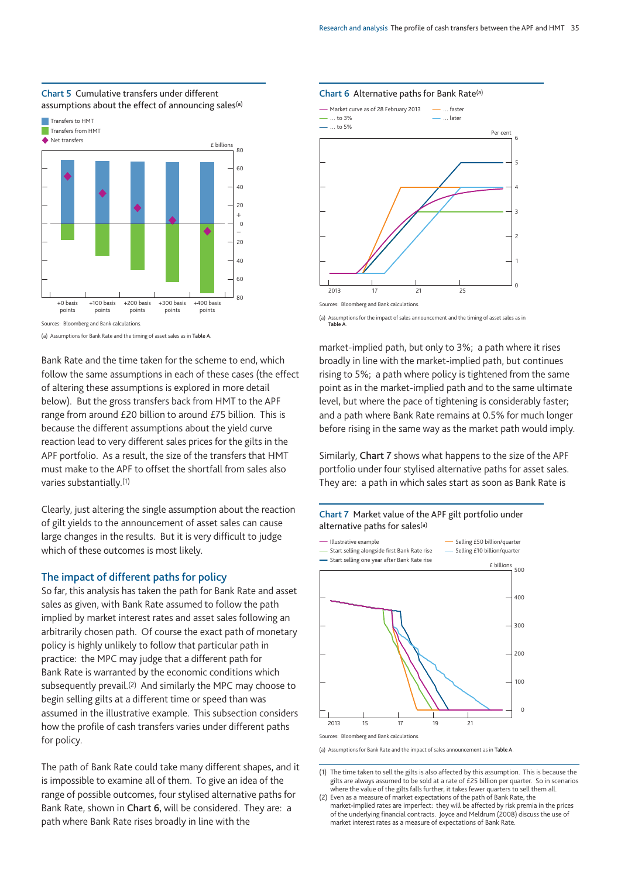**Chart 5** Cumulative transfers under different assumptions about the effect of announcing sales(a)

Sources: Bloomberg and Bank calculations.

(a) Assumptions for Bank Rate and the timing of asset sales as in Table A.

Bank Rate and the time taken for the scheme to end, which follow the same assumptions in each of these cases (the effect of altering these assumptions is explored in more detail below). But the gross transfers back from HMT to the APF range from around £20 billion to around £75 billion. This is because the different assumptions about the yield curve reaction lead to very different sales prices for the gilts in the APF portfolio. As a result, the size of the transfers that HMT must make to the APF to offset the shortfall from sales also varies substantially.[1]

Clearly, just altering the single assumption about the reaction of gilt yields to the announcement of asset sales can cause large changes in the results. But it is very difficult to judge which of these outcomes is most likely.

## The impact of different paths for policy

So far, this analysis has taken the path for Bank Rate and asset sales as given, with Bank Rate assumed to follow the path implied by market interest rates and asset sales following an arbitrarily chosen path. Of course the exact path of monetary policy is highly unlikely to follow that particular path in practice: the MPC may judge that a different path for Bank Rate is warranted by the economic conditions which subsequently prevail.[2] And similarly the MPC may choose to begin selling gilts at a different time or speed than was assumed in the illustrative example. This subsection considers how the profile of cash transfers varies under different paths for policy.

The path of Bank Rate could take many different shapes, and it is impossible to examine all of them. To give an idea of the range of possible outcomes, four stylised alternative paths for Bank Rate, shown in **Chart 6**, will be considered. They are: a path where Bank Rate rises broadly in line with the market-implied path, but only to 3%; a path where it rises broadly in line with the market-implied path, but continues rising to 5%; a path where policy is tightened from the same point as in the market-implied path and to the same ultimate level, but where the pace of tightening is considerably faster; and a path where Bank Rate remains at 0.5% for much longer before rising in the same way as the market path would imply.

**Chart 6** Alternative paths for Bank Rate(a)

Sources: Bloomberg and Bank calculations.

(a) Assumptions for the impact of sales announcement and the timing of asset sales as in Table A.

Similarly, **Chart 7** shows what happens to the size of the APF portfolio under four stylised alternative paths for asset sales. They are: a path in which sales start as soon as Bank Rate is

**Chart 7** Market value of the APF gilt portfolio under alternative paths for sales(a)

Sources: Bloomberg and Bank calculations.

(a) Assumptions for Bank Rate and the impact of sales announcement as in Table A.

(1) The time taken to sell the gilts is also affected by this assumption. This is because the gilts are always assumed to be sold at a rate of £25 billion per quarter. So in scenarios where the value of the gilts falls further, it takes fewer quarters to sell them all.

(2) Even as a measure of market expectations of the path of Bank Rate, the market-implied rates are imperfect: they will be affected by risk premia in the prices of the underlying financial contracts. Joyce and Meldrum (2008) discuss the use of market interest rates as a measure of expectations of Bank Rate.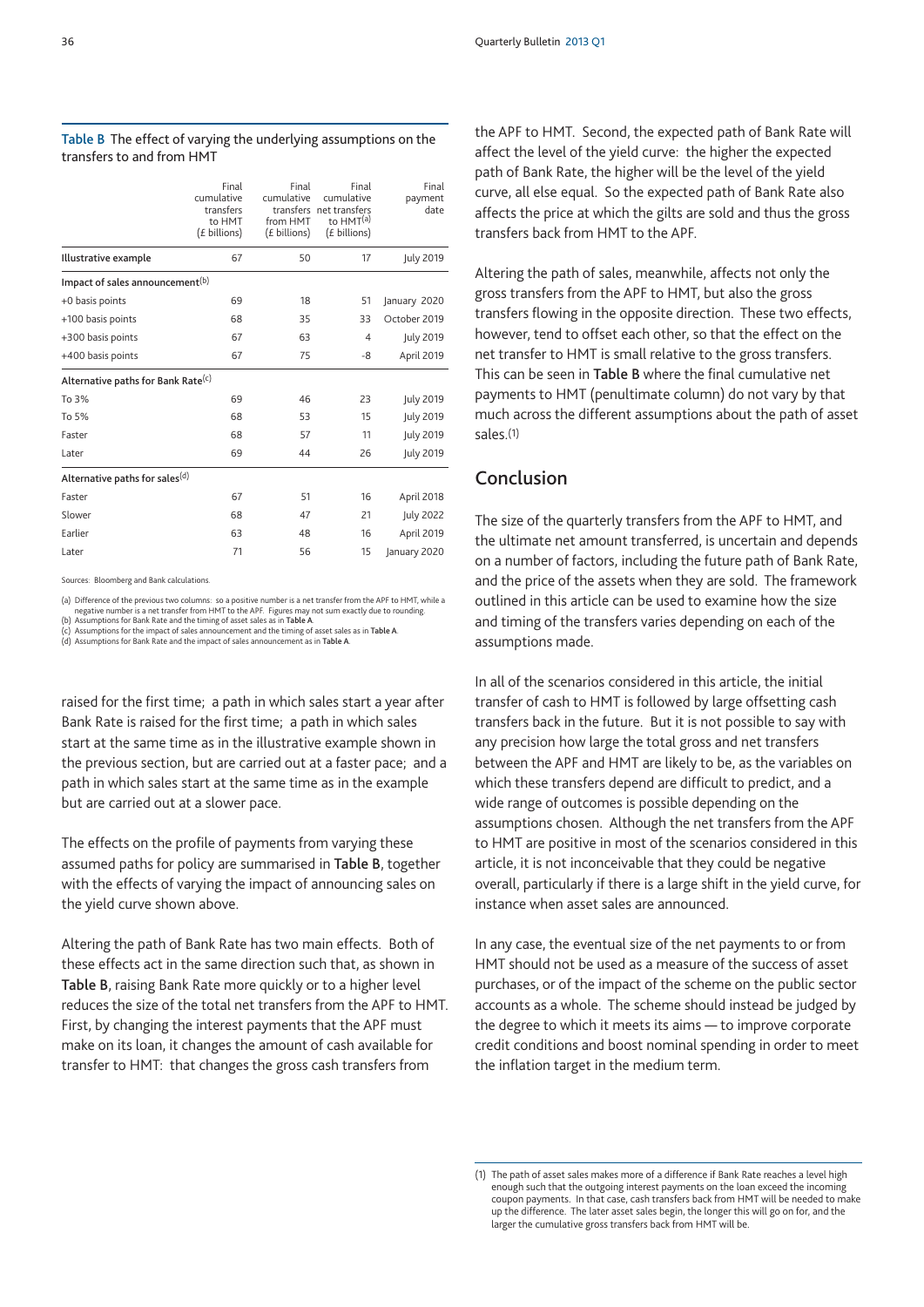**Table B** The effect of varying the underlying assumptions on the transfers to and from HMT

| | Final cumulative transfers to HMT (£ billions) | Final cumulative transfers from HMT (£ billions) | Final cumulative net transfers to HMT[(a)] (£ billions) | Final payment date |
|---|---|---|---|---|
| **Illustrative example** | 67 | 50 | 17 | July 2019 |
| **Impact of sales announcement**[(b)] | | | | |
| +0 basis points | 69 | 18 | 51 | January 2020 |
| +100 basis points | 68 | 35 | 33 | October 2019 |
| +300 basis points | 67 | 63 | 4 | July 2019 |
| +400 basis points | 67 | 75 | -8 | April 2019 |
| **Alternative paths for Bank Rate**[(c)] | | | | |
| To 3% | 69 | 46 | 23 | July 2019 |
| To 5% | 68 | 53 | 15 | July 2019 |
| Faster | 68 | 57 | 11 | July 2019 |
| Later | 69 | 44 | 26 | July 2019 |
| **Alternative paths for sales**[(d)] | | | | |
| Faster | 67 | 51 | 16 | April 2018 |
| Slower | 68 | 47 | 21 | July 2022 |
| Earlier | 63 | 48 | 16 | April 2019 |
| Later | 71 | 56 | 15 | January 2020 |

Sources: Bloomberg and Bank calculations.

(a) Difference of the previous two columns: so a positive number is a net transfer from the APF to HMT, while a negative number is a net transfer from HMT to the APF. Figures may not sum exactly due to rounding.
(b) Assumptions for Bank Rate and the timing of asset sales as in **Table A**.
(c) Assumptions for the impact of sales announcement and the timing of asset sales as in **Table A**.
(d) Assumptions for Bank Rate and the impact of sales announcement as in **Table A**.

raised for the first time; a path in which sales start a year after Bank Rate is raised for the first time; a path in which sales start at the same time as in the illustrative example shown in the previous section, but are carried out at a faster pace; and a path in which sales start at the same time as in the example but are carried out at a slower pace.

The effects on the profile of payments from varying these assumed paths for policy are summarised in **Table B**, together with the effects of varying the impact of announcing sales on the yield curve shown above.

Altering the path of Bank Rate has two main effects. Both of these effects act in the same direction such that, as shown in **Table B**, raising Bank Rate more quickly or to a higher level reduces the size of the total net transfers from the APF to HMT. First, by changing the interest payments that the APF must make on its loan, it changes the amount of cash available for transfer to HMT: that changes the gross cash transfers from the APF to HMT. Second, the expected path of Bank Rate will affect the level of the yield curve: the higher the expected path of Bank Rate, the higher will be the level of the yield curve, all else equal. So the expected path of Bank Rate also affects the price at which the gilts are sold and thus the gross transfers back from HMT to the APF.

Altering the path of sales, meanwhile, affects not only the gross transfers from the APF to HMT, but also the gross transfers flowing in the opposite direction. These two effects, however, tend to offset each other, so that the effect on the net transfer to HMT is small relative to the gross transfers. This can be seen in **Table B** where the final cumulative net payments to HMT (penultimate column) do not vary by that much across the different assumptions about the path of asset sales.(1)

## Conclusion

The size of the quarterly transfers from the APF to HMT, and the ultimate net amount transferred, is uncertain and depends on a number of factors, including the future path of Bank Rate, and the price of the assets when they are sold. The framework outlined in this article can be used to examine how the size and timing of the transfers varies depending on each of the assumptions made.

In all of the scenarios considered in this article, the initial transfer of cash to HMT is followed by large offsetting cash transfers back in the future. But it is not possible to say with any precision how large the total gross and net transfers between the APF and HMT are likely to be, as the variables on which these transfers depend are difficult to predict, and a wide range of outcomes is possible depending on the assumptions chosen. Although the net transfers from the APF to HMT are positive in most of the scenarios considered in this article, it is not inconceivable that they could be negative overall, particularly if there is a large shift in the yield curve, for instance when asset sales are announced.

In any case, the eventual size of the net payments to or from HMT should not be used as a measure of the success of asset purchases, or of the impact of the scheme on the public sector accounts as a whole. The scheme should instead be judged by the degree to which it meets its aims — to improve corporate credit conditions and boost nominal spending in order to meet the inflation target in the medium term.

(1) The path of asset sales makes more of a difference if Bank Rate reaches a level high enough such that the outgoing interest payments on the loan exceed the incoming coupon payments. In that case, cash transfers back from HMT will be needed to make up the difference. The later asset sales begin, the longer this will go on for, and the larger the cumulative gross transfers back from HMT will be.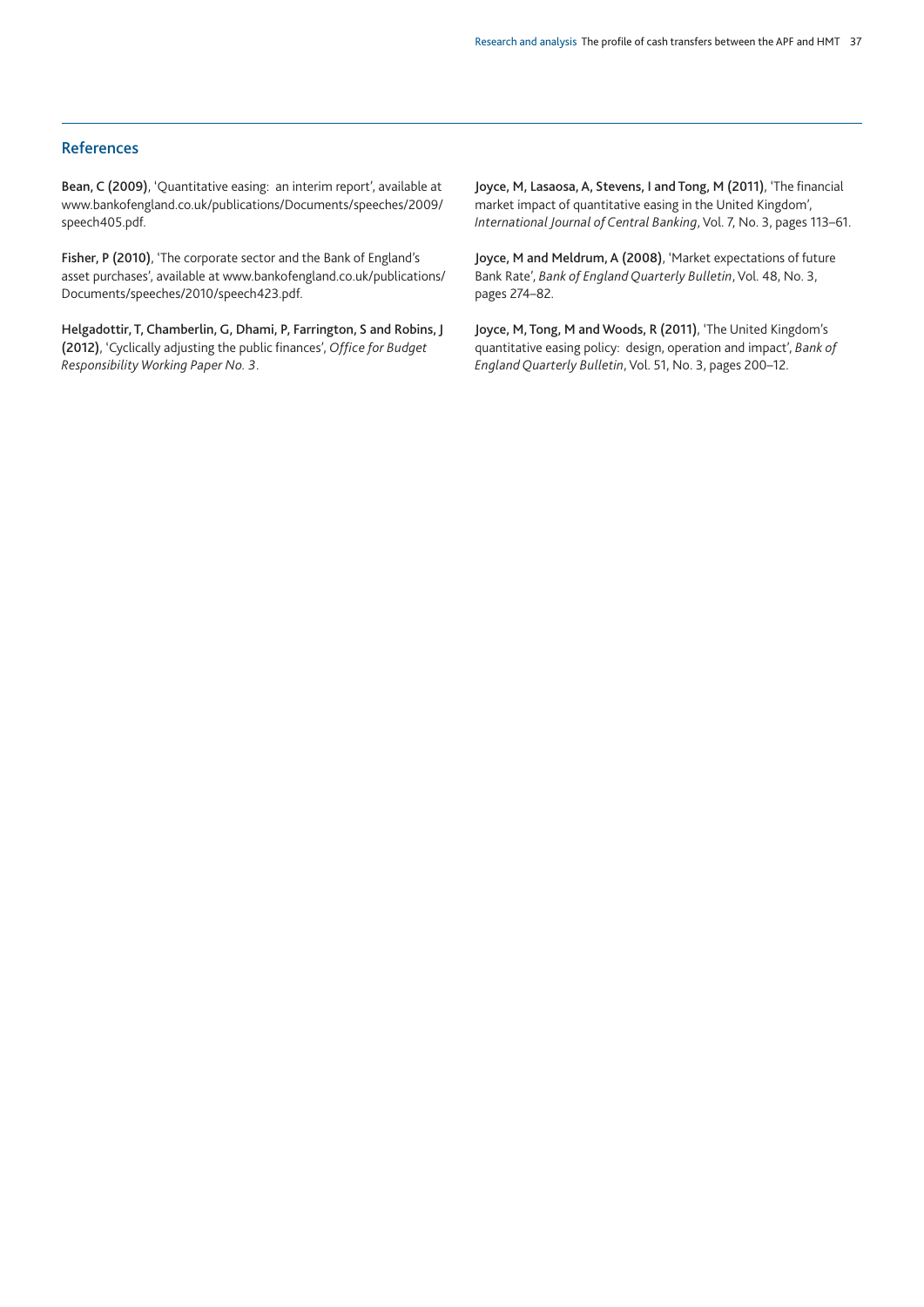## References

**Bean, C (2009)**, 'Quantitative easing: an interim report', available at www.bankofengland.co.uk/publications/Documents/speeches/2009/speech405.pdf.

**Fisher, P (2010)**, 'The corporate sector and the Bank of England's asset purchases', available at www.bankofengland.co.uk/publications/Documents/speeches/2010/speech423.pdf.

**Helgadottir, T, Chamberlin, G, Dhami, P, Farrington, S and Robins, J (2012)**, 'Cyclically adjusting the public finances', *Office for Budget Responsibility Working Paper No. 3*.

**Joyce, M, Lasaosa, A, Stevens, I and Tong, M (2011)**, 'The financial market impact of quantitative easing in the United Kingdom', *International Journal of Central Banking*, Vol. 7, No. 3, pages 113–61.

**Joyce, M and Meldrum, A (2008)**, 'Market expectations of future Bank Rate', *Bank of England Quarterly Bulletin*, Vol. 48, No. 3, pages 274–82.

**Joyce, M, Tong, M and Woods, R (2011)**, 'The United Kingdom's quantitative easing policy: design, operation and impact', *Bank of England Quarterly Bulletin*, Vol. 51, No. 3, pages 200–12.